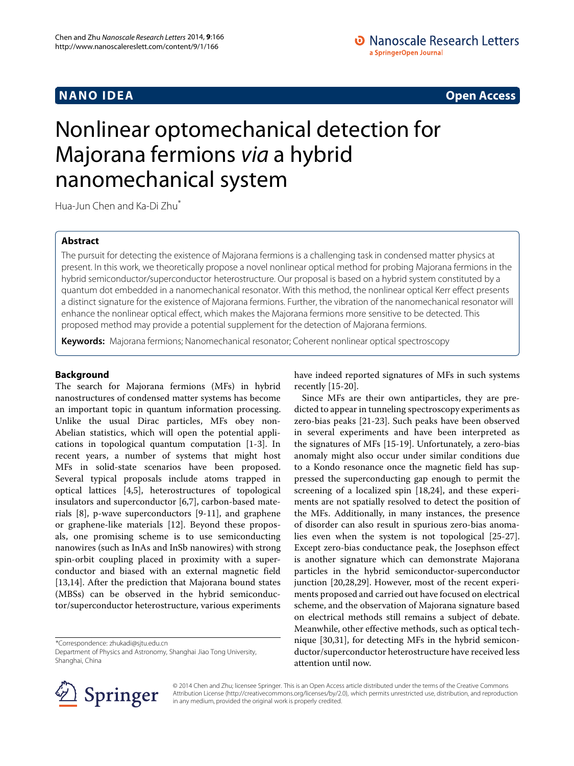**NANO IDEA** **Open Access**

# Nonlinear optomechanical detection for Majorana fermions *via* a hybrid nanomechanical system

Hua-Jun Chen and Ka-Di Zhu*

## Abstract

The pursuit for detecting the existence of Majorana fermions is a challenging task in condensed matter physics at present. In this work, we theoretically propose a novel nonlinear optical method for probing Majorana fermions in the hybrid semiconductor/superconductor heterostructure. Our proposal is based on a hybrid system constituted by a quantum dot embedded in a nanomechanical resonator. With this method, the nonlinear optical Kerr effect presents a distinct signature for the existence of Majorana fermions. Further, the vibration of the nanomechanical resonator will enhance the nonlinear optical effect, which makes the Majorana fermions more sensitive to be detected. This proposed method may provide a potential supplement for the detection of Majorana fermions.

**Keywords:** Majorana fermions; Nanomechanical resonator; Coherent nonlinear optical spectroscopy

## Background

The search for Majorana fermions (MFs) in hybrid nanostructures of condensed matter systems has become an important topic in quantum information processing. Unlike the usual Dirac particles, MFs obey non-Abelian statistics, which will open the potential applications in topological quantum computation [1-3]. In recent years, a number of systems that might host MFs in solid-state scenarios have been proposed. Several typical proposals include atoms trapped in optical lattices [4,5], heterostructures of topological insulators and superconductor [6,7], carbon-based materials [8], p-wave superconductors [9-11], and graphene or graphene-like materials [12]. Beyond these proposals, one promising scheme is to use semiconducting nanowires (such as InAs and InSb nanowires) with strong spin-orbit coupling placed in proximity with a superconductor and biased with an external magnetic field [13,14]. After the prediction that Majorana bound states (MBSs) can be observed in the hybrid semiconductor/superconductor heterostructure, various experiments have indeed reported signatures of MFs in such systems recently [15-20].

Since MFs are their own antiparticles, they are predicted to appear in tunneling spectroscopy experiments as zero-bias peaks [21-23]. Such peaks have been observed in several experiments and have been interpreted as the signatures of MFs [15-19]. Unfortunately, a zero-bias anomaly might also occur under similar conditions due to a Kondo resonance once the magnetic field has suppressed the superconducting gap enough to permit the screening of a localized spin [18,24], and these experiments are not spatially resolved to detect the position of the MFs. Additionally, in many instances, the presence of disorder can also result in spurious zero-bias anomalies even when the system is not topological [25-27]. Except zero-bias conductance peak, the Josephson effect is another signature which can demonstrate Majorana particles in the hybrid semiconductor-superconductor junction [20,28,29]. However, most of the recent experiments proposed and carried out have focused on electrical scheme, and the observation of Majorana signature based on electrical methods still remains a subject of debate. Meanwhile, other effective methods, such as optical technique [30,31], for detecting MFs in the hybrid semiconductor/superconductor heterostructure have received less attention until now.

*Correspondence: zhukadi@sjtu.edu.cn
Department of Physics and Astronomy, Shanghai Jiao Tong University, Shanghai, China

© 2014 Chen and Zhu; licensee Springer. This is an Open Access article distributed under the terms of the Creative Commons Attribution License (http://creativecommons.org/licenses/by/2.0), which permits unrestricted use, distribution, and reproduction in any medium, provided the original work is properly credited.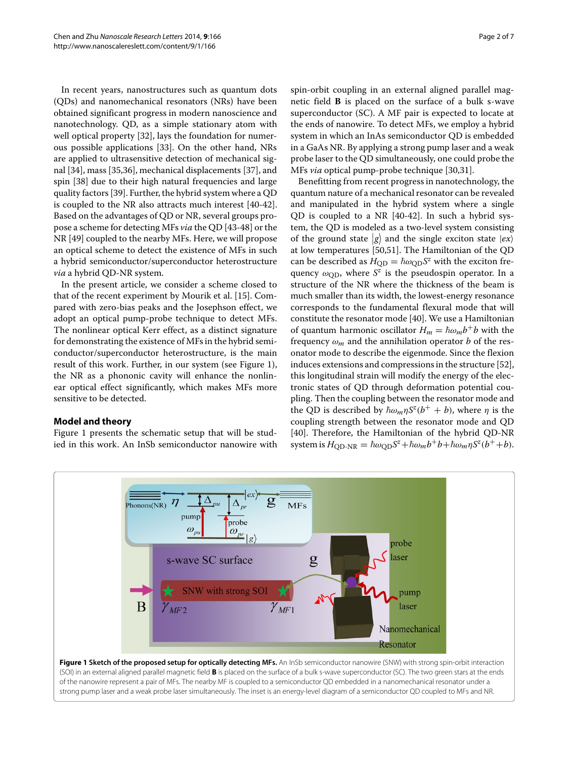In recent years, nanostructures such as quantum dots (QDs) and nanomechanical resonators (NRs) have been obtained significant progress in modern nanoscience and nanotechnology. QD, as a simple stationary atom with well optical property [32], lays the foundation for numerous possible applications [33]. On the other hand, NRs are applied to ultrasensitive detection of mechanical signal [34], mass [35,36], mechanical displacements [37], and spin [38] due to their high natural frequencies and large quality factors [39]. Further, the hybrid system where a QD is coupled to the NR also attracts much interest [40-42]. Based on the advantages of QD or NR, several groups propose a scheme for detecting MFs *via* the QD [43-48] or the NR [49] coupled to the nearby MFs. Here, we will propose an optical scheme to detect the existence of MFs in such a hybrid semiconductor/superconductor heterostructure *via* a hybrid QD-NR system.

In the present article, we consider a scheme closed to that of the recent experiment by Mourik et al. [15]. Compared with zero-bias peaks and the Josephson effect, we adopt an optical pump-probe technique to detect MFs. The nonlinear optical Kerr effect, as a distinct signature for demonstrating the existence of MFs in the hybrid semiconductor/superconductor heterostructure, is the main result of this work. Further, in our system (see Figure 1), the NR as a phononic cavity will enhance the nonlinear optical effect significantly, which makes MFs more sensitive to be detected.

## Model and theory

Figure 1 presents the schematic setup that will be studied in this work. An InSb semiconductor nanowire with spin-orbit coupling in an external aligned parallel magnetic field **B** is placed on the surface of a bulk s-wave superconductor (SC). A MF pair is expected to locate at the ends of nanowire. To detect MFs, we employ a hybrid system in which an InAs semiconductor QD is embedded in a GaAs NR. By applying a strong pump laser and a weak probe laser to the QD simultaneously, one could probe the MFs *via* optical pump-probe technique [30,31].

Benefitting from recent progress in nanotechnology, the quantum nature of a mechanical resonator can be revealed and manipulated in the hybrid system where a single QD is coupled to a NR [40-42]. In such a hybrid system, the QD is modeled as a two-level system consisting of the ground state $|g\rangle$ and the single exciton state $|ex\rangle$ at low temperatures [50,51]. The Hamiltonian of the QD can be described as $H_{\rm QD} = \hbar\omega_{\rm QD}S^z$ with the exciton frequency $\omega_{\rm QD}$, where $S^z$ is the pseudospin operator. In a structure of the NR where the thickness of the beam is much smaller than its width, the lowest-energy resonance corresponds to the fundamental flexural mode that will constitute the resonator mode [40]. We use a Hamiltonian of quantum harmonic oscillator $H_m = \hbar\omega_m b^+ b$ with the frequency $\omega_m$ and the annihilation operator $b$ of the resonator mode to describe the eigenmode. Since the flexion induces extensions and compressions in the structure [52], this longitudinal strain will modify the energy of the electronic states of QD through deformation potential coupling. Then the coupling between the resonator mode and the QD is described by $\hbar\omega_m\eta S^z(b^+ + b)$, where $\eta$ is the coupling strength between the resonator mode and QD [40]. Therefore, the Hamiltonian of the hybrid QD-NR system is $H_{\text{QD-NR}} = \hbar\omega_{\rm QD}S^z + \hbar\omega_m b^+ b + \hbar\omega_m\eta S^z(b^+ + b)$.

**Figure 1 Sketch of the proposed setup for optically detecting MFs.** An InSb semiconductor nanowire (SNW) with strong spin-orbit interaction (SOI) in an external aligned parallel magnetic field **B** is placed on the surface of a bulk s-wave superconductor (SC). The two green stars at the ends of the nanowire represent a pair of MFs. The nearby MF is coupled to a semiconductor QD embedded in a nanomechanical resonator under a strong pump laser and a weak probe laser simultaneously. The inset is an energy-level diagram of a semiconductor QD coupled to MFs and NR.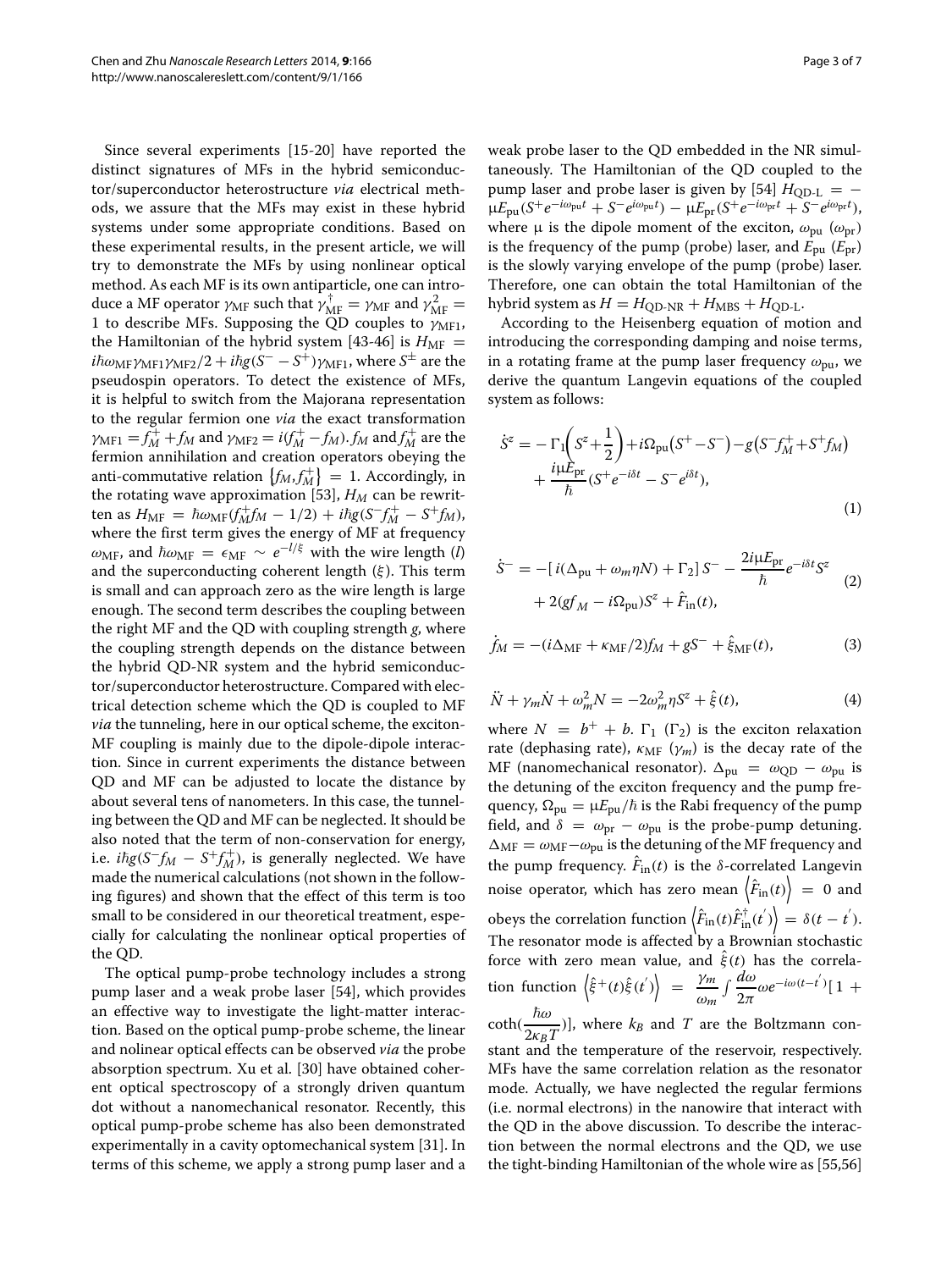Since several experiments [15-20] have reported the distinct signatures of MFs in the hybrid semiconductor/superconductor heterostructure *via* electrical methods, we assure that the MFs may exist in these hybrid systems under some appropriate conditions. Based on these experimental results, in the present article, we will try to demonstrate the MFs by using nonlinear optical method. As each MF is its own antiparticle, one can introduce a MF operator $\gamma_{\rm MF}$ such that $\gamma_{\rm MF}^{\dagger} = \gamma_{\rm MF}$ and $\gamma_{\rm MF}^2 = 1$ to describe MFs. Supposing the QD couples to $\gamma_{\rm MF1}$, the Hamiltonian of the hybrid system [43-46] is $H_{\rm MF} = i\hbar\omega_{\rm MF}\gamma_{\rm MF1}\gamma_{\rm MF2}/2 + i\hbar g(S^- - S^+)\gamma_{\rm MF1}$, where $S^{\pm}$ are the pseudospin operators. To detect the existence of MFs, it is helpful to switch from the Majorana representation to the regular fermion one *via* the exact transformation $\gamma_{\rm MF1} = f_M^+ + f_M$ and $\gamma_{\rm MF2} = i(f_M^+ - f_M)$. $f_M$ and $f_M^+$ are the fermion annihilation and creation operators obeying the anti-commutative relation $\{f_M, f_M^+\} = 1$. Accordingly, in the rotating wave approximation [53], $H_M$ can be rewritten as $H_{\rm MF} = \hbar\omega_{\rm MF}(f_M^+ f_M - 1/2) + i\hbar g(S^- f_M^+ - S^+ f_M)$, where the first term gives the energy of MF at frequency $\omega_{\rm MF}$, and $\hbar\omega_{\rm MF} = \epsilon_{\rm MF} \sim e^{-l/\xi}$ with the wire length ($l$) and the superconducting coherent length ($\xi$). This term is small and can approach zero as the wire length is large enough. The second term describes the coupling between the right MF and the QD with coupling strength $g$, where the coupling strength depends on the distance between the hybrid QD-NR system and the hybrid semiconductor/superconductor heterostructure. Compared with electrical detection scheme which the QD is coupled to MF *via* the tunneling, here in our optical scheme, the exciton-MF coupling is mainly due to the dipole-dipole interaction. Since in current experiments the distance between QD and MF can be adjusted to locate the distance by about several tens of nanometers. In this case, the tunneling between the QD and MF can be neglected. It should be also noted that the term of non-conservation for energy, i.e. $i\hbar g(S^- f_M - S^+ f_M^+)$, is generally neglected. We have made the numerical calculations (not shown in the following figures) and shown that the effect of this term is too small to be considered in our theoretical treatment, especially for calculating the nonlinear optical properties of the QD.

The optical pump-probe technology includes a strong pump laser and a weak probe laser [54], which provides an effective way to investigate the light-matter interaction. Based on the optical pump-probe scheme, the linear and nolinear optical effects can be observed *via* the probe absorption spectrum. Xu et al. [30] have obtained coherent optical spectroscopy of a strongly driven quantum dot without a nanomechanical resonator. Recently, this optical pump-probe scheme has also been demonstrated experimentally in a cavity optomechanical system [31]. In terms of this scheme, we apply a strong pump laser and a weak probe laser to the QD embedded in the NR simultaneously. The Hamiltonian of the QD coupled to the pump laser and probe laser is given by [54] $H_{\rm QD\text{-}L} = -\mu E_{\rm pu}(S^+ e^{-i\omega_{\rm pu}t} + S^- e^{i\omega_{\rm pu}t}) - \mu E_{\rm pr}(S^+ e^{-i\omega_{\rm pr}t} + S^- e^{i\omega_{\rm pr}t})$, where $\mu$ is the dipole moment of the exciton, $\omega_{\rm pu}$ ($\omega_{\rm pr}$) is the frequency of the pump (probe) laser, and $E_{\rm pu}$ ($E_{\rm pr}$) is the slowly varying envelope of the pump (probe) laser. Therefore, one can obtain the total Hamiltonian of the hybrid system as $H = H_{\rm QD\text{-}NR} + H_{\rm MBS} + H_{\rm QD\text{-}L}$.

According to the Heisenberg equation of motion and introducing the corresponding damping and noise terms, in a rotating frame at the pump laser frequency $\omega_{\rm pu}$, we derive the quantum Langevin equations of the coupled system as follows:

$$\dot{S}^z = -\Gamma_1\left(S^z + \frac{1}{2}\right) + i\Omega_{\rm pu}(S^+ - S^-) - g(S^- f_M^+ + S^+ f_M) + \frac{i\mu E_{\rm pr}}{\hbar}(S^+ e^{-i\delta t} - S^- e^{i\delta t}), \tag{1}$$

$$\dot{S}^- = -[\,i(\Delta_{\rm pu} + \omega_m \eta N) + \Gamma_2]\,S^- - \frac{2i\mu E_{\rm pr}}{\hbar} e^{-i\delta t} S^z + 2(g f_M - i\Omega_{\rm pu})S^z + \hat{F}_{\rm in}(t), \tag{2}$$

$$\dot{f}_M = -(i\Delta_{\rm MF} + \kappa_{\rm MF}/2) f_M + g S^- + \hat{\xi}_{\rm MF}(t), \tag{3}$$

$$\ddot{N} + \gamma_m \dot{N} + \omega_m^2 N = -2\omega_m^2 \eta S^z + \hat{\xi}(t), \tag{4}$$

where $N = b^+ + b$. $\Gamma_1$ ($\Gamma_2$) is the exciton relaxation rate (dephasing rate), $\kappa_{\rm MF}$ ($\gamma_m$) is the decay rate of the MF (nanomechanical resonator). $\Delta_{\rm pu} = \omega_{\rm QD} - \omega_{\rm pu}$ is the detuning of the exciton frequency and the pump frequency, $\Omega_{\rm pu} = \mu E_{\rm pu}/\hbar$ is the Rabi frequency of the pump field, and $\delta = \omega_{\rm pr} - \omega_{\rm pu}$ is the probe-pump detuning. $\Delta_{\rm MF} = \omega_{\rm MF} - \omega_{\rm pu}$ is the detuning of the MF frequency and the pump frequency. $\hat{F}_{\rm in}(t)$ is the $\delta$-correlated Langevin noise operator, which has zero mean $\left\langle \hat{F}_{\rm in}(t) \right\rangle = 0$ and obeys the correlation function $\left\langle \hat{F}_{\rm in}(t)\hat{F}_{\rm in}^{\dagger}(t') \right\rangle = \delta(t - t')$. The resonator mode is affected by a Brownian stochastic force with zero mean value, and $\hat{\xi}(t)$ has the correlation function $\left\langle \hat{\xi}^+(t)\hat{\xi}(t') \right\rangle = \frac{\gamma_m}{\omega_m}\int \frac{d\omega}{2\pi}\omega e^{-i\omega(t-t')}[1 + \coth(\frac{\hbar\omega}{2\kappa_B T})]$, where $k_B$ and $T$ are the Boltzmann constant and the temperature of the reservoir, respectively. MFs have the same correlation relation as the resonator mode. Actually, we have neglected the regular fermions (i.e. normal electrons) in the nanowire that interact with the QD in the above discussion. To describe the interaction between the normal electrons and the QD, we use the tight-binding Hamiltonian of the whole wire as [55,56]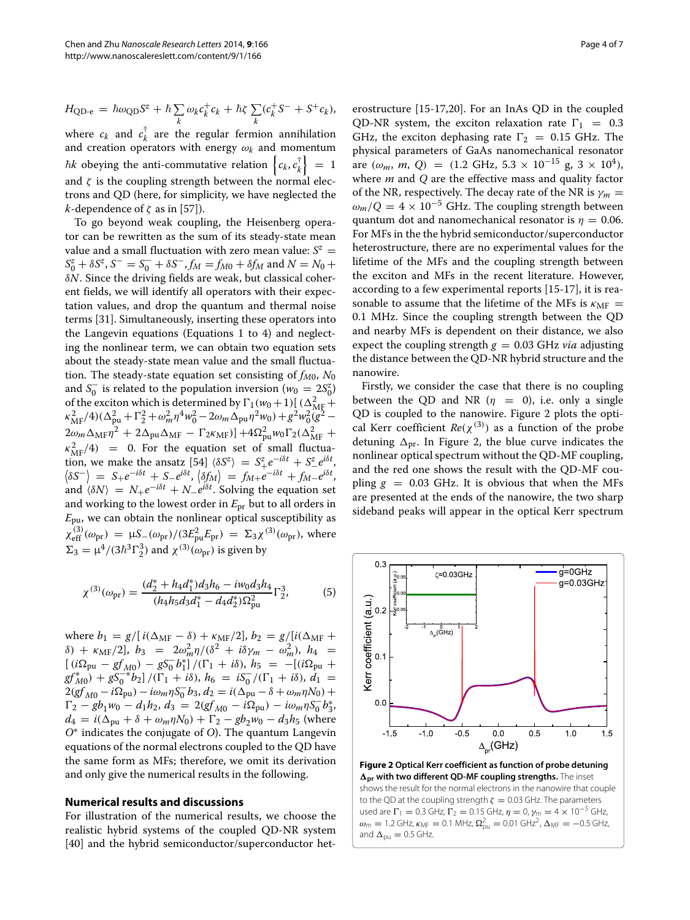$$H_{\text{QD-e}} = \hbar\omega_{\text{QD}}S^z + \hbar\sum_k \omega_k c_k^+ c_k + \hbar\zeta\sum_k (c_k^+ S^- + S^+ c_k),$$

where $c_k$ and $c_k^\dagger$ are the regular fermion annihilation and creation operators with energy $\omega_k$ and momentum $\hbar k$ obeying the anti-commutative relation $\{c_k, c_k^\dagger\} = 1$ and $\zeta$ is the coupling strength between the normal electrons and QD (here, for simplicity, we have neglected the $k$-dependence of $\zeta$ as in [57]).

To go beyond weak coupling, the Heisenberg operator can be rewritten as the sum of its steady-state mean value and a small fluctuation with zero mean value: $S^z = S_0^z + \delta S^z$, $S^- = S_0^- + \delta S^-$, $f_M = f_{M0} + \delta f_M$ and $N = N_0 + \delta N$. Since the driving fields are weak, but classical coherent fields, we will identify all operators with their expectation values, and drop the quantum and thermal noise terms [31]. Simultaneously, inserting these operators into the Langevin equations (Equations 1 to 4) and neglecting the nonlinear term, we can obtain two equation sets about the steady-state mean value and the small fluctuation. The steady-state equation set consisting of $f_{M0}$, $N_0$ and $S_0^-$ is related to the population inversion ($w_0 = 2S_0^z$) of the exciton which is determined by $\Gamma_1(w_0+1)[(\Delta_{\text{MF}}^2 + \kappa_{\text{MF}}^2/4)(\Delta_{\text{pu}}^2 + \Gamma_2^2 + \omega_m^2\eta^4 w_0^2 - 2\omega_m\Delta_{\text{pu}}\eta^2 w_0) + g^2 w_0^2(g^2 - 2\omega_m\Delta_{\text{MF}}\eta^2 + 2\Delta_{\text{pu}}\Delta_{\text{MF}} - \Gamma_2\kappa_{\text{MF}})] + 4\Omega_{\text{pu}}^2 w_0\Gamma_2(\Delta_{\text{MF}}^2 + \kappa_{\text{MF}}^2/4) = 0$. For the equation set of small fluctuation, we make the ansatz [54] $\langle\delta S^z\rangle = S_+^z e^{-i\delta t} + S_-^z e^{i\delta t}$, $\langle\delta S^-\rangle = S_+ e^{-i\delta t} + S_- e^{i\delta t}$, $\langle\delta f_M\rangle = f_{M+}e^{-i\delta t} + f_{M-}e^{i\delta t}$, and $\langle\delta N\rangle = N_+ e^{-i\delta t} + N_- e^{i\delta t}$. Solving the equation set and working to the lowest order in $E_{\text{pr}}$ but to all orders in $E_{\text{pu}}$, we can obtain the nonlinear optical susceptibility as $\chi_{\text{eff}}^{(3)}(\omega_{\text{pr}}) = \mu S_-(\omega_{\text{pr}})/(3E_{\text{pu}}^2 E_{\text{pr}}) = \Sigma_3\chi^{(3)}(\omega_{\text{pr}})$, where $\Sigma_3 = \mu^4/(3\hbar^3\Gamma_2^3)$ and $\chi^{(3)}(\omega_{\text{pr}})$ is given by

$$\chi^{(3)}(\omega_{\text{pr}}) = \frac{(d_2^* + h_4 d_1^*)d_3 h_6 - i w_0 d_3 h_4}{(h_4 h_5 d_3 d_1^* - d_4 d_2^*)\Omega_{\text{pu}}^2}\Gamma_2^3, \tag{5}$$

where $b_1 = g/[i(\Delta_{\text{MF}} - \delta) + \kappa_{\text{MF}}/2]$, $b_2 = g/[i(\Delta_{\text{MF}} + \delta) + \kappa_{\text{MF}}/2]$, $b_3 = 2\omega_m^2\eta/(\delta^2 + i\delta\gamma_m - \omega_m^2)$, $h_4 = [(i\Omega_{\text{pu}} - gf_{M0}) - gS_0^- b_1^*]/(\Gamma_1 + i\delta)$, $h_5 = -[(i\Omega_{\text{pu}} + gf_{M0}^*) + gS_0^{-*}b_2]/(\Gamma_1 + i\delta)$, $h_6 = iS_0^-/(\Gamma_1 + i\delta)$, $d_1 = 2(gf_{M0} - i\Omega_{\text{pu}}) - i\omega_m\eta S_0^- b_3$, $d_2 = i(\Delta_{\text{pu}} - \delta + \omega_m\eta N_0) + \Gamma_2 - gb_1 w_0 - d_1 h_2$, $d_3 = 2(gf_{M0} - i\Omega_{\text{pu}}) - i\omega_m\eta S_0^- b_3^*$, $d_4 = i(\Delta_{\text{pu}} + \delta + \omega_m\eta N_0) + \Gamma_2 - gb_2 w_0 - d_3 h_5$ (where $O^*$ indicates the conjugate of $O$). The quantum Langevin equations of the normal electrons coupled to the QD have the same form as MFs; therefore, we omit its derivation and only give the numerical results in the following.

## Numerical results and discussions

For illustration of the numerical results, we choose the realistic hybrid systems of the coupled QD-NR system [40] and the hybrid semiconductor/superconductor heterostructure [15-17,20]. For an InAs QD in the coupled QD-NR system, the exciton relaxation rate $\Gamma_1 = 0.3$ GHz, the exciton dephasing rate $\Gamma_2 = 0.15$ GHz. The physical parameters of GaAs nanomechanical resonator are $(\omega_m, m, Q) = (1.2\text{ GHz}, 5.3\times10^{-15}\text{ g}, 3\times10^4)$, where $m$ and $Q$ are the effective mass and quality factor of the NR, respectively. The decay rate of the NR is $\gamma_m = \omega_m/Q = 4\times10^{-5}$ GHz. The coupling strength between quantum dot and nanomechanical resonator is $\eta = 0.06$. For MFs in the the hybrid semiconductor/superconductor heterostructure, there are no experimental values for the lifetime of the MFs and the coupling strength between the exciton and MFs in the recent literature. However, according to a few experimental reports [15-17], it is reasonable to assume that the lifetime of the MFs is $\kappa_{\text{MF}} = 0.1$ MHz. Since the coupling strength between the QD and nearby MFs is dependent on their distance, we also expect the coupling strength $g = 0.03$ GHz *via* adjusting the distance between the QD-NR hybrid structure and the nanowire.

Firstly, we consider the case that there is no coupling between the QD and NR ($\eta = 0$), i.e. only a single QD is coupled to the nanowire. Figure 2 plots the optical Kerr coefficient $Re(\chi^{(3)})$ as a function of the probe detuning $\Delta_{\text{pr}}$. In Figure 2, the blue curve indicates the nonlinear optical spectrum without the QD-MF coupling, and the red one shows the result with the QD-MF coupling $g = 0.03$ GHz. It is obvious that when the MFs are presented at the ends of the nanowire, the two sharp sideband peaks will appear in the optical Kerr spectrum

**Figure 2 Optical Kerr coefficient as function of probe detuning $\Delta_{\text{pr}}$ with two different QD-MF coupling strengths.** The inset shows the result for the normal electrons in the nanowire that couple to the QD at the coupling strength $\zeta = 0.03$ GHz. The parameters used are $\Gamma_1 = 0.3$ GHz, $\Gamma_2 = 0.15$ GHz, $\eta = 0$, $\gamma_m = 4\times10^{-5}$ GHz, $\omega_m = 1.2$ GHz, $\kappa_{\text{MF}} = 0.1$ MHz, $\Omega_{\text{pu}}^2 = 0.01$ GHz$^2$, $\Delta_{\text{MF}} = -0.5$ GHz, and $\Delta_{\text{pu}} = 0.5$ GHz.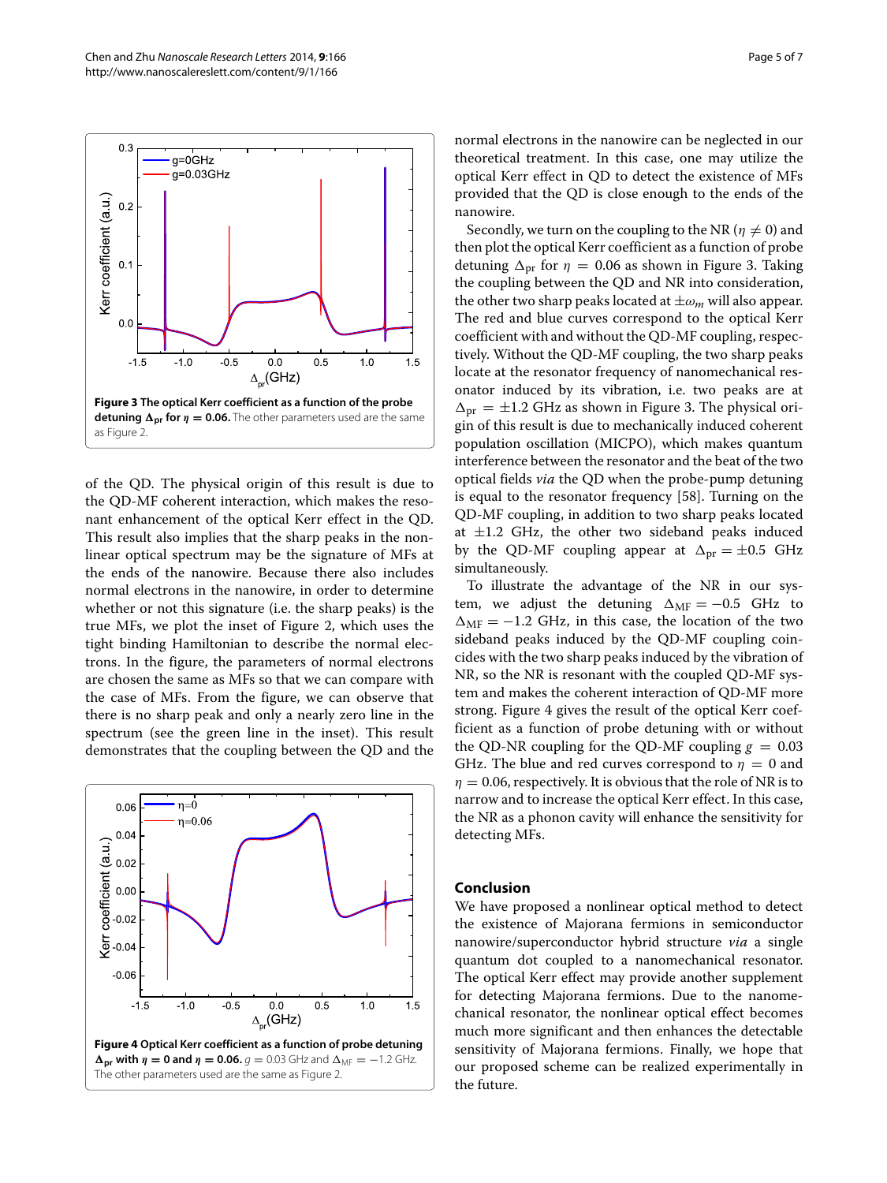**Figure 3 The optical Kerr coefficient as a function of the probe detuning $\Delta_{pr}$ for $\eta = 0.06$.** The other parameters used are the same as Figure 2.

of the QD. The physical origin of this result is due to the QD-MF coherent interaction, which makes the resonant enhancement of the optical Kerr effect in the QD. This result also implies that the sharp peaks in the nonlinear optical spectrum may be the signature of MFs at the ends of the nanowire. Because there also includes normal electrons in the nanowire, in order to determine whether or not this signature (i.e. the sharp peaks) is the true MFs, we plot the inset of Figure 2, which uses the tight binding Hamiltonian to describe the normal electrons. In the figure, the parameters of normal electrons are chosen the same as MFs so that we can compare with the case of MFs. From the figure, we can observe that there is no sharp peak and only a nearly zero line in the spectrum (see the green line in the inset). This result demonstrates that the coupling between the QD and the normal electrons in the nanowire can be neglected in our theoretical treatment. In this case, one may utilize the optical Kerr effect in QD to detect the existence of MFs provided that the QD is close enough to the ends of the nanowire.

Secondly, we turn on the coupling to the NR ($\eta \neq 0$) and then plot the optical Kerr coefficient as a function of probe detuning $\Delta_{pr}$ for $\eta = 0.06$ as shown in Figure 3. Taking the coupling between the QD and NR into consideration, the other two sharp peaks located at $\pm\omega_m$ will also appear. The red and blue curves correspond to the optical Kerr coefficient with and without the QD-MF coupling, respectively. Without the QD-MF coupling, the two sharp peaks locate at the resonator frequency of nanomechanical resonator induced by its vibration, i.e. two peaks are at $\Delta_{pr} = \pm 1.2$ GHz as shown in Figure 3. The physical origin of this result is due to mechanically induced coherent population oscillation (MICPO), which makes quantum interference between the resonator and the beat of the two optical fields *via* the QD when the probe-pump detuning is equal to the resonator frequency [58]. Turning on the QD-MF coupling, in addition to two sharp peaks located at $\pm 1.2$ GHz, the other two sideband peaks induced by the QD-MF coupling appear at $\Delta_{pr} = \pm 0.5$ GHz simultaneously.

To illustrate the advantage of the NR in our system, we adjust the detuning $\Delta_{MF} = -0.5$ GHz to $\Delta_{MF} = -1.2$ GHz, in this case, the location of the two sideband peaks induced by the QD-MF coupling coincides with the two sharp peaks induced by the vibration of NR, so the NR is resonant with the coupled QD-MF system and makes the coherent interaction of QD-MF more strong. Figure 4 gives the result of the optical Kerr coefficient as a function of probe detuning with or without the QD-NR coupling for the QD-MF coupling $g = 0.03$ GHz. The blue and red curves correspond to $\eta = 0$ and $\eta = 0.06$, respectively. It is obvious that the role of NR is to narrow and to increase the optical Kerr effect. In this case, the NR as a phonon cavity will enhance the sensitivity for detecting MFs.

**Figure 4 Optical Kerr coefficient as a function of probe detuning $\Delta_{pr}$ with $\eta = 0$ and $\eta = 0.06$.** $g = 0.03$ GHz and $\Delta_{MF} = -1.2$ GHz. The other parameters used are the same as Figure 2.

## Conclusion

We have proposed a nonlinear optical method to detect the existence of Majorana fermions in semiconductor nanowire/superconductor hybrid structure *via* a single quantum dot coupled to a nanomechanical resonator. The optical Kerr effect may provide another supplement for detecting Majorana fermions. Due to the nanomechanical resonator, the nonlinear optical effect becomes much more significant and then enhances the detectable sensitivity of Majorana fermions. Finally, we hope that our proposed scheme can be realized experimentally in the future.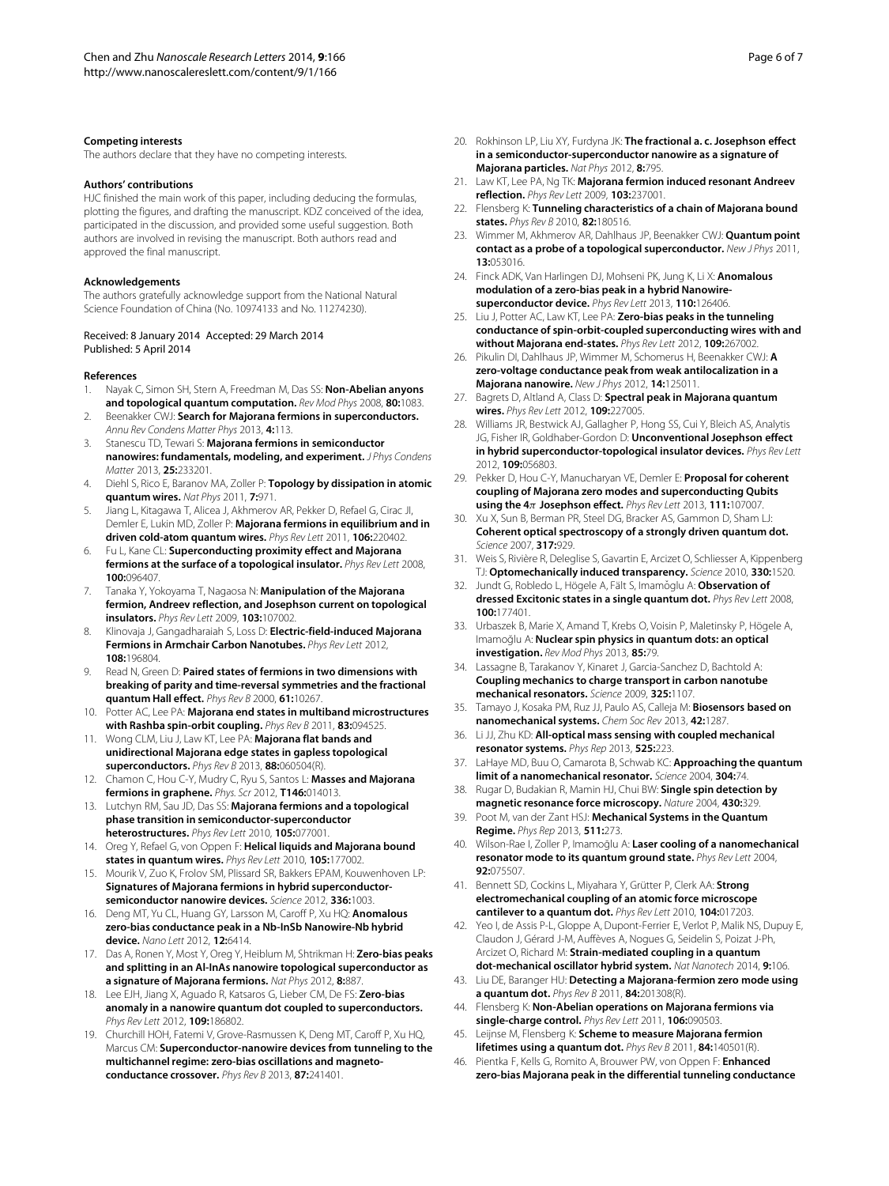#### Competing interests

The authors declare that they have no competing interests.

#### Authors' contributions

HJC finished the main work of this paper, including deducing the formulas, plotting the figures, and drafting the manuscript. KDZ conceived of the idea, participated in the discussion, and provided some useful suggestion. Both authors are involved in revising the manuscript. Both authors read and approved the final manuscript.

#### Acknowledgements

The authors gratefully acknowledge support from the National Natural Science Foundation of China (No. 10974133 and No. 11274230).

Received: 8 January 2014 Accepted: 29 March 2014
Published: 5 April 2014

#### References

1. Nayak C, Simon SH, Stern A, Freedman M, Das SS: **Non-Abelian anyons and topological quantum computation.** *Rev Mod Phys* 2008, **80:**1083.
2. Beenakker CWJ: **Search for Majorana fermions in superconductors.** *Annu Rev Condens Matter Phys* 2013, **4:**113.
3. Stanescu TD, Tewari S: **Majorana fermions in semiconductor nanowires: fundamentals, modeling, and experiment.** *J Phys Condens Matter* 2013, **25:**233201.
4. Diehl S, Rico E, Baranov MA, Zoller P: **Topology by dissipation in atomic quantum wires.** *Nat Phys* 2011, **7:**971.
5. Jiang L, Kitagawa T, Alicea J, Akhmerov AR, Pekker D, Refael G, Cirac JI, Demler E, Lukin MD, Zoller P: **Majorana fermions in equilibrium and in driven cold-atom quantum wires.** *Phys Rev Lett* 2011, **106:**220402.
6. Fu L, Kane CL: **Superconducting proximity effect and Majorana fermions at the surface of a topological insulator.** *Phys Rev Lett* 2008, **100:**096407.
7. Tanaka Y, Yokoyama T, Nagaosa N: **Manipulation of the Majorana fermion, Andreev reflection, and Josephson current on topological insulators.** *Phys Rev Lett* 2009, **103:**107002.
8. Klinovaja J, Gangadharaiah S, Loss D: **Electric-field-induced Majorana Fermions in Armchair Carbon Nanotubes.** *Phys Rev Lett* 2012, **108:**196804.
9. Read N, Green D: **Paired states of fermions in two dimensions with breaking of parity and time-reversal symmetries and the fractional quantum Hall effect.** *Phys Rev B* 2000, **61:**10267.
10. Potter AC, Lee PA: **Majorana end states in multiband microstructures with Rashba spin-orbit coupling.** *Phys Rev B* 2011, **83:**094525.
11. Wong CLM, Liu J, Law KT, Lee PA: **Majorana flat bands and unidirectional Majorana edge states in gapless topological superconductors.** *Phys Rev B* 2013, **88:**060504(R).
12. Chamon C, Hou C-Y, Mudry C, Ryu S, Santos L: **Masses and Majorana fermions in graphene.** *Phys. Scr* 2012, **T146:**014013.
13. Lutchyn RM, Sau JD, Das SS: **Majorana fermions and a topological phase transition in semiconductor-superconductor heterostructures.** *Phys Rev Lett* 2010, **105:**077001.
14. Oreg Y, Refael G, von Oppen F: **Helical liquids and Majorana bound states in quantum wires.** *Phys Rev Lett* 2010, **105:**177002.
15. Mourik V, Zuo K, Frolov SM, Plissard SR, Bakkers EPAM, Kouwenhoven LP: **Signatures of Majorana fermions in hybrid superconductor-semiconductor nanowire devices.** *Science* 2012, **336:**1003.
16. Deng MT, Yu CL, Huang GY, Larsson M, Caroff P, Xu HQ: **Anomalous zero-bias conductance peak in a Nb-InSb Nanowire-Nb hybrid device.** *Nano Lett* 2012, **12:**6414.
17. Das A, Ronen Y, Most Y, Oreg Y, Heiblum M, Shtrikman H: **Zero-bias peaks and splitting in an Al-InAs nanowire topological superconductor as a signature of Majorana fermions.** *Nat Phys* 2012, **8:**887.
18. Lee EJH, Jiang X, Aguado R, Katsaros G, Lieber CM, De FS: **Zero-bias anomaly in a nanowire quantum dot coupled to superconductors.** *Phys Rev Lett* 2012, **109:**186802.
19. Churchill HOH, Fatemi V, Grove-Rasmussen K, Deng MT, Caroff P, Xu HQ, Marcus CM: **Superconductor-nanowire devices from tunneling to the multichannel regime: zero-bias oscillations and magneto-conductance crossover.** *Phys Rev B* 2013, **87:**241401.
20. Rokhinson LP, Liu XY, Furdyna JK: **The fractional a. c. Josephson effect in a semiconductor-superconductor nanowire as a signature of Majorana particles.** *Nat Phys* 2012, **8:**795.
21. Law KT, Lee PA, Ng TK: **Majorana fermion induced resonant Andreev reflection.** *Phys Rev Lett* 2009, **103:**237001.
22. Flensberg K: **Tunneling characteristics of a chain of Majorana bound states.** *Phys Rev B* 2010, **82:**180516.
23. Wimmer M, Akhmerov AR, Dahlhaus JP, Beenakker CWJ: **Quantum point contact as a probe of a topological superconductor.** *New J Phys* 2011, **13:**053016.
24. Finck ADK, Van Harlingen DJ, Mohseni PK, Jung K, Li X: **Anomalous modulation of a zero-bias peak in a hybrid Nanowire-superconductor device.** *Phys Rev Lett* 2013, **110:**126406.
25. Liu J, Potter AC, Law KT, Lee PA: **Zero-bias peaks in the tunneling conductance of spin-orbit-coupled superconducting wires with and without Majorana end-states.** *Phys Rev Lett* 2012, **109:**267002.
26. Pikulin DI, Dahlhaus JP, Wimmer M, Schomerus H, Beenakker CWJ: **A zero-voltage conductance peak from weak antilocalization in a Majorana nanowire.** *New J Phys* 2012, **14:**125011.
27. Bagrets D, Altland A, Class D: **Spectral peak in Majorana quantum wires.** *Phys Rev Lett* 2012, **109:**227005.
28. Williams JR, Bestwick AJ, Gallagher P, Hong SS, Cui Y, Bleich AS, Analytis JG, Fisher IR, Goldhaber-Gordon D: **Unconventional Josephson effect in hybrid superconductor-topological insulator devices.** *Phys Rev Lett* 2012, **109:**056803.
29. Pekker D, Hou C-Y, Manucharyan VE, Demler E: **Proposal for coherent coupling of Majorana zero modes and superconducting Qubits using the 4$\pi$ Josephson effect.** *Phys Rev Lett* 2013, **111:**107007.
30. Xu X, Sun B, Berman PR, Steel DG, Bracker AS, Gammon D, Sham LJ: **Coherent optical spectroscopy of a strongly driven quantum dot.** *Science* 2007, **317:**929.
31. Weis S, Rivière R, Deleglise S, Gavartin E, Arcizet O, Schliesser A, Kippenberg TJ: **Optomechanically induced transparency.** *Science* 2010, **330:**1520.
32. Jundt G, Robledo L, Högele A, Fält S, Imamoǧlu A: **Observation of dressed Excitonic states in a single quantum dot.** *Phys Rev Lett* 2008, **100:**177401.
33. Urbaszek B, Marie X, Amand T, Krebs O, Voisin P, Maletinsky P, Högele A, Imamoǧlu A: **Nuclear spin physics in quantum dots: an optical investigation.** *Rev Mod Phys* 2013, **85:**79.
34. Lassagne B, Tarakanov Y, Kinaret J, Garcia-Sanchez D, Bachtold A: **Coupling mechanics to charge transport in carbon nanotube mechanical resonators.** *Science* 2009, **325:**1107.
35. Tamayo J, Kosaka PM, Ruz JJ, Paulo AS, Calleja M: **Biosensors based on nanomechanical systems.** *Chem Soc Rev* 2013, **42:**1287.
36. Li JJ, Zhu KD: **All-optical mass sensing with coupled mechanical resonator systems.** *Phys Rep* 2013, **525:**223.
37. LaHaye MD, Buu O, Camarota B, Schwab KC: **Approaching the quantum limit of a nanomechanical resonator.** *Science* 2004, **304:**74.
38. Rugar D, Budakian R, Mamin HJ, Chui BW: **Single spin detection by magnetic resonance force microscopy.** *Nature* 2004, **430:**329.
39. Poot M, van der Zant HSJ: **Mechanical Systems in the Quantum Regime.** *Phys Rep* 2013, **511:**273.
40. Wilson-Rae I, Zoller P, Imamoǧlu A: **Laser cooling of a nanomechanical resonator mode to its quantum ground state.** *Phys Rev Lett* 2004, **92:**075507.
41. Bennett SD, Cockins L, Miyahara Y, Grütter P, Clerk AA: **Strong electromechanical coupling of an atomic force microscope cantilever to a quantum dot.** *Phys Rev Lett* 2010, **104:**017203.
42. Yeo I, de Assis P-L, Gloppe A, Dupont-Ferrier E, Verlot P, Malik NS, Dupuy E, Claudon J, Gérard J-M, Auffèves A, Nogues G, Seidelin S, Poizat J-Ph, Arcizet O, Richard M: **Strain-mediated coupling in a quantum dot-mechanical oscillator hybrid system.** *Nat Nanotech* 2014, **9:**106.
43. Liu DE, Baranger HU: **Detecting a Majorana-fermion zero mode using a quantum dot.** *Phys Rev B* 2011, **84:**201308(R).
44. Flensberg K: **Non-Abelian operations on Majorana fermions via single-charge control.** *Phys Rev Lett* 2011, **106:**090503.
45. Leijnse M, Flensberg K: **Scheme to measure Majorana fermion lifetimes using a quantum dot.** *Phys Rev B* 2011, **84:**140501(R).
46. Pientka F, Kells G, Romito A, Brouwer PW, von Oppen F: **Enhanced zero-bias Majorana peak in the differential tunneling conductance**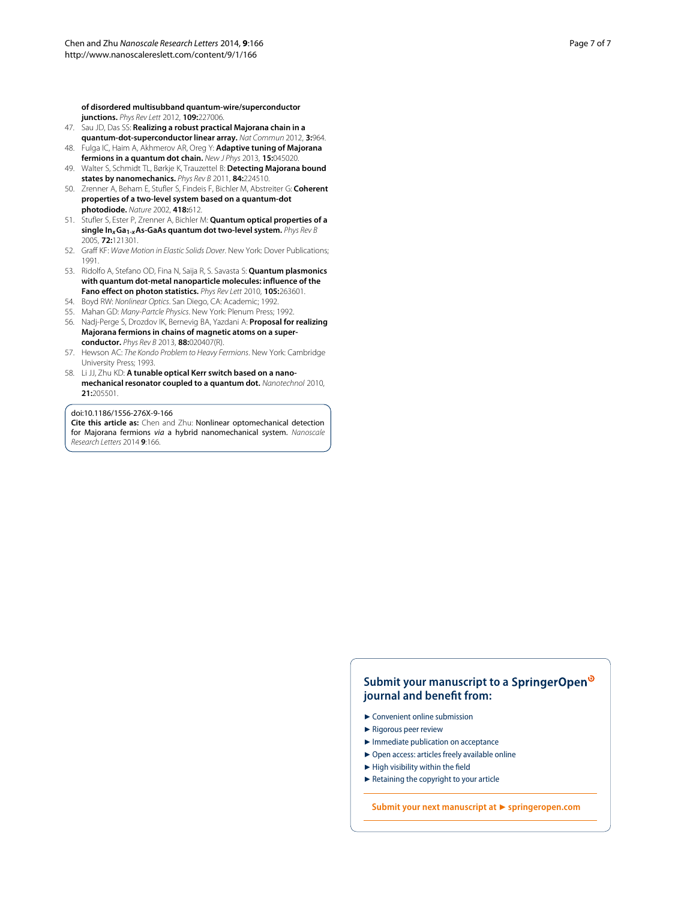of disordered multisubband quantum-wire/superconductor junctions. *Phys Rev Lett* 2012, **109:**227006.

47. Sau JD, Das SS: **Realizing a robust practical Majorana chain in a quantum-dot-superconductor linear array.** *Nat Commun* 2012, **3:**964.
48. Fulga IC, Haim A, Akhmerov AR, Oreg Y: **Adaptive tuning of Majorana fermions in a quantum dot chain.** *New J Phys* 2013, **15:**045020.
49. Walter S, Schmidt TL, Børkje K, Trauzettel B: **Detecting Majorana bound states by nanomechanics.** *Phys Rev B* 2011, **84:**224510.
50. Zrenner A, Beham E, Stufler S, Findeis F, Bichler M, Abstreiter G: **Coherent properties of a two-level system based on a quantum-dot photodiode.** *Nature* 2002, **418:**612.
51. Stufler S, Ester P, Zrenner A, Bichler M: **Quantum optical properties of a single $In_xGa_{1-x}As$-GaAs quantum dot two-level system.** *Phys Rev B* 2005, **72:**121301.
52. Graff KF: *Wave Motion in Elastic Solids Dover*. New York: Dover Publications; 1991.
53. Ridolfo A, Stefano OD, Fina N, Saija R, S. Savasta S: **Quantum plasmonics with quantum dot-metal nanoparticle molecules: influence of the Fano effect on photon statistics.** *Phys Rev Lett* 2010, **105:**263601.
54. Boyd RW: *Nonlinear Optics*. San Diego, CA: Academic; 1992.
55. Mahan GD: *Many-Partcle Physics*. New York: Plenum Press; 1992.
56. Nadj-Perge S, Drozdov IK, Bernevig BA, Yazdani A: **Proposal for realizing Majorana fermions in chains of magnetic atoms on a superconductor.** *Phys Rev B* 2013, **88:**020407(R).
57. Hewson AC: *The Kondo Problem to Heavy Fermions*. New York: Cambridge University Press; 1993.
58. Li JJ, Zhu KD: **A tunable optical Kerr switch based on a nanomechanical resonator coupled to a quantum dot.** *Nanotechnol* 2010, **21:**205501.

doi:10.1186/1556-276X-9-166

**Cite this article as:** Chen and Zhu: Nonlinear optomechanical detection for Majorana fermions *via* a hybrid nanomechanical system. *Nanoscale Research Letters* 2014 **9**:166.

**Submit your manuscript to a SpringerOpen journal and benefit from:**

- ► Convenient online submission
- ► Rigorous peer review
- ► Immediate publication on acceptance
- ► Open access: articles freely available online
- ► High visibility within the field
- ► Retaining the copyright to your article

**Submit your next manuscript at ► springeropen.com**